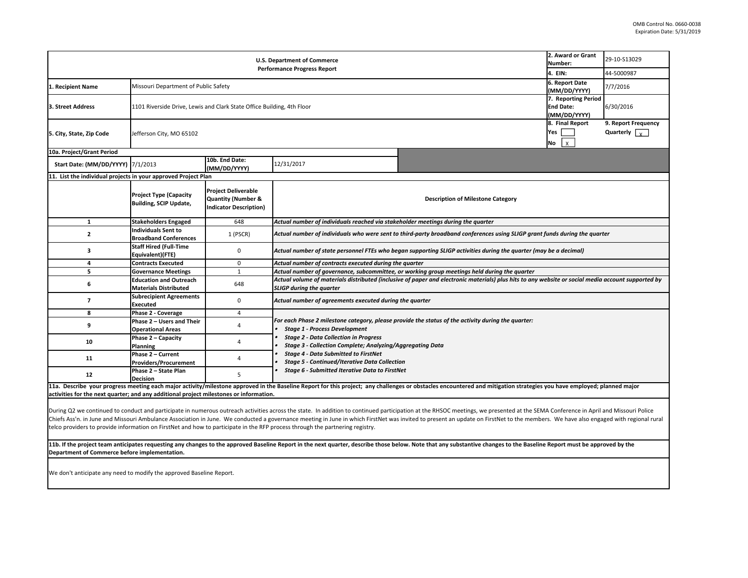OMB Control No. 0660-0038
Expiration Date: 5/31/2019

| U.S. Department of Commerce Performance Progress Report | | | | 2. Award or Grant Number: | 29-10-S13029 |
|---|---|---|---|---|---|
| | | | | 4. EIN: | 44-5000987 |
| 1. Recipient Name | Missouri Department of Public Safety | | | 6. Report Date (MM/DD/YYYY) | 7/7/2016 |
| 3. Street Address | 1101 Riverside Drive, Lewis and Clark State Office Building, 4th Floor | | | 7. Reporting Period End Date: (MM/DD/YYYY) | 6/30/2016 |
| 5. City, State, Zip Code | Jefferson City, MO 65102 | | | 8. Final Report Yes [ ] No [X] | 9. Report Frequency Quarterly [X] |
| 10a. Project/Grant Period | | | | | |
| Start Date: (MM/DD/YYYY) | 7/1/2013 | 10b. End Date: (MM/DD/YYYY) | 12/31/2017 | | |

**11. List the individual projects in your approved Project Plan**

| | Project Type (Capacity Building, SCIP Update, | Project Deliverable Quantity (Number & Indicator Description) | Description of Milestone Category |
|---|---|---|---|
| 1 | Stakeholders Engaged | 648 | *Actual number of individuals reached via stakeholder meetings during the quarter* |
| 2 | Individuals Sent to Broadband Conferences | 1 (PSCR) | *Actual number of individuals who were sent to third-party broadband conferences using SLIGP grant funds during the quarter* |
| 3 | Staff Hired (Full-Time Equivalent)(FTE) | 0 | *Actual number of state personnel FTEs who began supporting SLIGP activities during the quarter (may be a decimal)* |
| 4 | Contracts Executed | 0 | *Actual number of contracts executed during the quarter* |
| 5 | Governance Meetings | 1 | *Actual number of governance, subcommittee, or working group meetings held during the quarter* |
| 6 | Education and Outreach Materials Distributed | 648 | *Actual volume of materials distributed (inclusive of paper and electronic materials) plus hits to any website or social media account supported by SLIGP during the quarter* |
| 7 | Subrecipient Agreements Executed | 0 | *Actual number of agreements executed during the quarter* |
| 8 | Phase 2 - Coverage | 4 | *For each Phase 2 milestone category, please provide the status of the activity during the quarter:* <br>• *Stage 1 - Process Development* <br>• *Stage 2 - Data Collection in Progress* <br>• *Stage 3 - Collection Complete; Analyzing/Aggregating Data* <br>• *Stage 4 - Data Submitted to FirstNet* <br>• *Stage 5 - Continued/Iterative Data Collection* <br>• *Stage 6 - Submitted Iterative Data to FirstNet* |
| 9 | Phase 2 – Users and Their Operational Areas | 4 | |
| 10 | Phase 2 – Capacity Planning | 4 | |
| 11 | Phase 2 – Current Providers/Procurement | 4 | |
| 12 | Phase 2 – State Plan Decision | 5 | |

**11a. Describe your progress meeting each major activity/milestone approved in the Baseline Report for this project; any challenges or obstacles encountered and mitigation strategies you have employed; planned major activities for the next quarter; and any additional project milestones or information.**

During Q2 we continued to conduct and participate in numerous outreach activities across the state. In addition to continued participation at the RHSOC meetings, we presented at the SEMA Conference in April and Missouri Police Chiefs Ass'n. in June and Missouri Ambulance Association in June. We conducted a governance meeting in June in which FirstNet was invited to present an update on FirstNet to the members. We have also engaged with regional rural telco providers to provide information on FirstNet and how to participate in the RFP process through the partnering registry.

**11b. If the project team anticipates requesting any changes to the approved Baseline Report in the next quarter, describe those below. Note that any substantive changes to the Baseline Report must be approved by the Department of Commerce before implementation.**

We don't anticipate any need to modify the approved Baseline Report.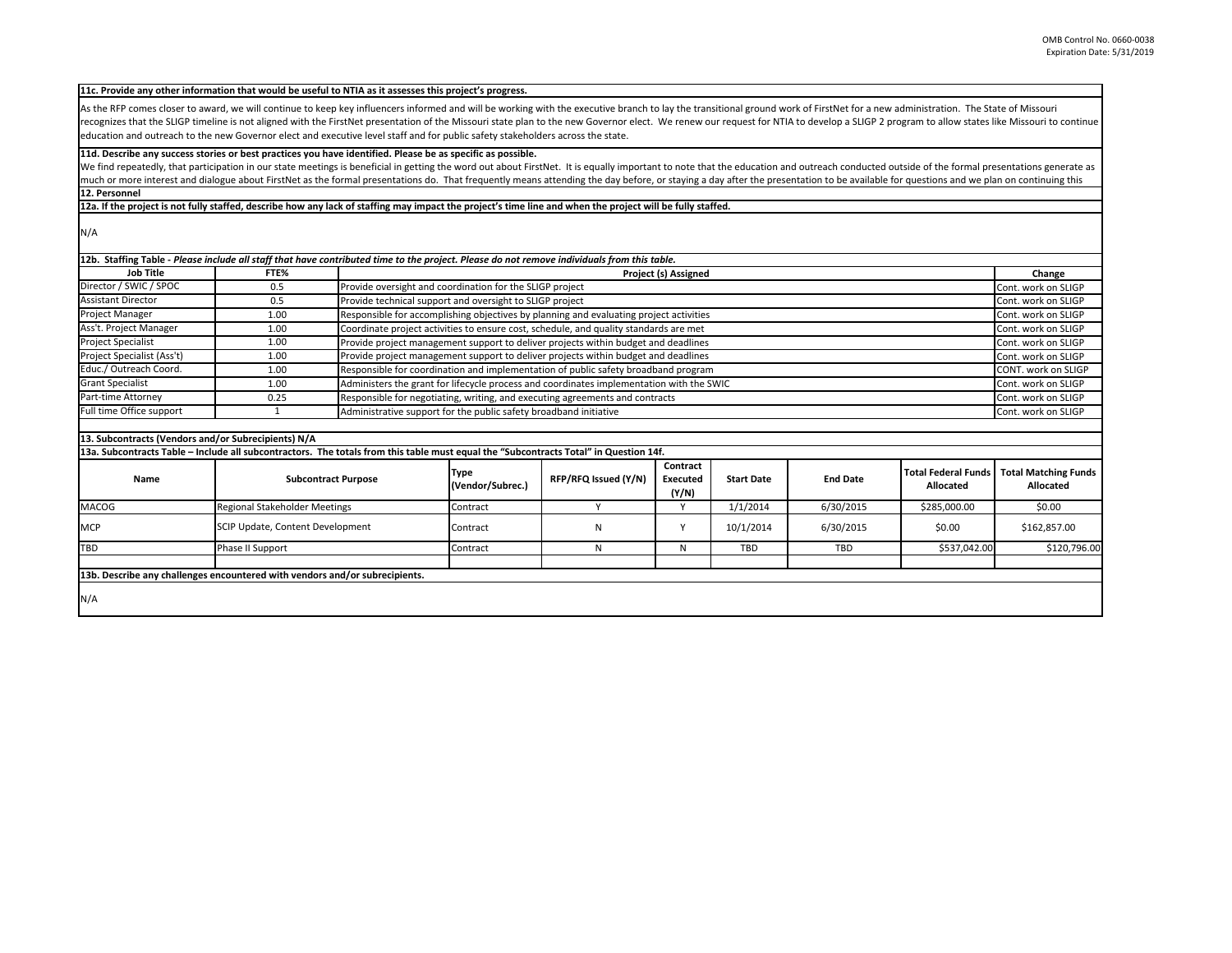**11c. Provide any other information that would be useful to NTIA as it assesses this project's progress.**

As the RFP comes closer to award, we will continue to keep key influencers informed and will be working with the executive branch to lay the transitional ground work of FirstNet for a new administration. The State of Missouri recognizes that the SLIGP timeline is not aligned with the FirstNet presentation of the Missouri state plan to the new Governor elect. We renew our request for NTIA to develop a SLIGP 2 program to allow states like Missouri to continue education and outreach to the new Governor elect and executive level staff and for public safety stakeholders across the state.

**11d. Describe any success stories or best practices you have identified. Please be as specific as possible.**

We find repeatedly, that participation in our state meetings is beneficial in getting the word out about FirstNet. It is equally important to note that the education and outreach conducted outside of the formal presentations generate as much or more interest and dialogue about FirstNet as the formal presentations do. That frequently means attending the day before, or staying a day after the presentation to be available for questions and we plan on continuing this

**12. Personnel**

**12a. If the project is not fully staffed, describe how any lack of staffing may impact the project's time line and when the project will be fully staffed.**

N/A

**12b. Staffing Table -** ***Please include all staff that have contributed time to the project. Please do not remove individuals from this table.***

| Job Title | FTE% | Project (s) Assigned | Change |
|---|---|---|---|
| Director / SWIC / SPOC | 0.5 | Provide oversight and coordination for the SLIGP project | Cont. work on SLIGP |
| Assistant Director | 0.5 | Provide technical support and oversight to SLIGP project | Cont. work on SLIGP |
| Project Manager | 1.00 | Responsible for accomplishing objectives by planning and evaluating project activities | Cont. work on SLIGP |
| Ass't. Project Manager | 1.00 | Coordinate project activities to ensure cost, schedule, and quality standards are met | Cont. work on SLIGP |
| Project Specialist | 1.00 | Provide project management support to deliver projects within budget and deadlines | Cont. work on SLIGP |
| Project Specialist (Ass't) | 1.00 | Provide project management support to deliver projects within budget and deadlines | Cont. work on SLIGP |
| Educ./ Outreach Coord. | 1.00 | Responsible for coordination and implementation of public safety broadband program | CONT. work on SLIGP |
| Grant Specialist | 1.00 | Administers the grant for lifecycle process and coordinates implementation with the SWIC | Cont. work on SLIGP |
| Part-time Attorney | 0.25 | Responsible for negotiating, writing, and executing agreements and contracts | Cont. work on SLIGP |
| Full time Office support | 1 | Administrative support for the public safety broadband initiative | Cont. work on SLIGP |

**13. Subcontracts (Vendors and/or Subrecipients) N/A**

**13a. Subcontracts Table – Include all subcontractors. The totals from this table must equal the "Subcontracts Total" in Question 14f.**

| Name | Subcontract Purpose | Type (Vendor/Subrec.) | RFP/RFQ Issued (Y/N) | Contract Executed (Y/N) | Start Date | End Date | Total Federal Funds Allocated | Total Matching Funds Allocated |
|---|---|---|---|---|---|---|---|---|
| MACOG | Regional Stakeholder Meetings | Contract | Y | Y | 1/1/2014 | 6/30/2015 | $285,000.00 | $0.00 |
| MCP | SCIP Update, Content Development | Contract | N | Y | 10/1/2014 | 6/30/2015 | $0.00 | $162,857.00 |
| TBD | Phase II Support | Contract | N | N | TBD | TBD | $537,042.00 | $120,796.00 |
| | | | | | | | | |

**13b. Describe any challenges encountered with vendors and/or subrecipients.**

N/A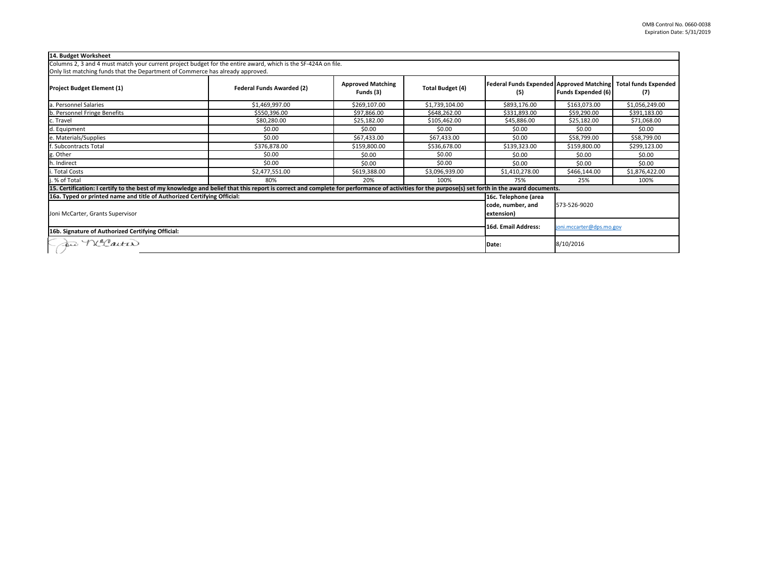| **14. Budget Worksheet** | | | | | | |
|---|---|---|---|---|---|---|
| Columns 2, 3 and 4 must match your current project budget for the entire award, which is the SF-424A on file. Only list matching funds that the Department of Commerce has already approved. | | | | | | |
| **Project Budget Element (1)** | **Federal Funds Awarded (2)** | **Approved Matching Funds (3)** | **Total Budget (4)** | **Federal Funds Expended (5)** | **Approved Matching Funds Expended (6)** | **Total funds Expended (7)** |
| a. Personnel Salaries | $1,469,997.00 | $269,107.00 | $1,739,104.00 | $893,176.00 | $163,073.00 | $1,056,249.00 |
| b. Personnel Fringe Benefits | $550,396.00 | $97,866.00 | $648,262.00 | $331,893.00 | $59,290.00 | $391,183.00 |
| c. Travel | $80,280.00 | $25,182.00 | $105,462.00 | $45,886.00 | $25,182.00 | $71,068.00 |
| d. Equipment | $0.00 | $0.00 | $0.00 | $0.00 | $0.00 | $0.00 |
| e. Materials/Supplies | $0.00 | $67,433.00 | $67,433.00 | $0.00 | $58,799.00 | $58,799.00 |
| f. Subcontracts Total | $376,878.00 | $159,800.00 | $536,678.00 | $139,323.00 | $159,800.00 | $299,123.00 |
| g. Other | $0.00 | $0.00 | $0.00 | $0.00 | $0.00 | $0.00 |
| h. Indirect | $0.00 | $0.00 | $0.00 | $0.00 | $0.00 | $0.00 |
| i. Total Costs | $2,477,551.00 | $619,388.00 | $3,096,939.00 | $1,410,278.00 | $466,144.00 | $1,876,422.00 |
| j. % of Total | 80% | 20% | 100% | 75% | 25% | 100% |

**15. Certification: I certify to the best of my knowledge and belief that this report is correct and complete for performance of activities for the purpose(s) set forth in the award documents.**

| | | |
|---|---|---|
| **16a. Typed or printed name and title of Authorized Certifying Official:** Joni McCarter, Grants Supervisor | **16c. Telephone (area code, number, and extension)** | 573-526-9020 |
| **16b. Signature of Authorized Certifying Official:** Joni McCarter | **16d. Email Address:** | joni.mccarter@dps.mo.gov |
| | **Date:** | 8/10/2016 |